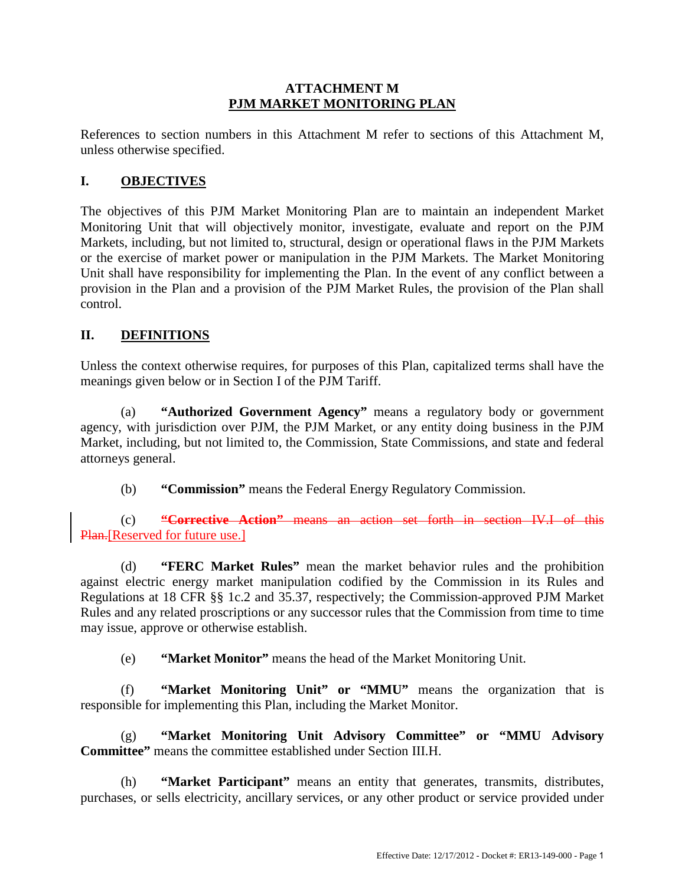**ATTACHMENT M**

**PJM MARKET MONITORING PLAN**

References to section numbers in this Attachment M refer to sections of this Attachment M, unless otherwise specified.

## I. OBJECTIVES

The objectives of this PJM Market Monitoring Plan are to maintain an independent Market Monitoring Unit that will objectively monitor, investigate, evaluate and report on the PJM Markets, including, but not limited to, structural, design or operational flaws in the PJM Markets or the exercise of market power or manipulation in the PJM Markets. The Market Monitoring Unit shall have responsibility for implementing the Plan. In the event of any conflict between a provision in the Plan and a provision of the PJM Market Rules, the provision of the Plan shall control.

## II. DEFINITIONS

Unless the context otherwise requires, for purposes of this Plan, capitalized terms shall have the meanings given below or in Section I of the PJM Tariff.

(a) **"Authorized Government Agency"** means a regulatory body or government agency, with jurisdiction over PJM, the PJM Market, or any entity doing business in the PJM Market, including, but not limited to, the Commission, State Commissions, and state and federal attorneys general.

(b) **"Commission"** means the Federal Energy Regulatory Commission.

(c) ~~**"Corrective Action"** means an action set forth in section IV.I of this Plan.~~[Reserved for future use.]

(d) **"FERC Market Rules"** mean the market behavior rules and the prohibition against electric energy market manipulation codified by the Commission in its Rules and Regulations at 18 CFR §§ 1c.2 and 35.37, respectively; the Commission-approved PJM Market Rules and any related proscriptions or any successor rules that the Commission from time to time may issue, approve or otherwise establish.

(e) **"Market Monitor"** means the head of the Market Monitoring Unit.

(f) **"Market Monitoring Unit" or "MMU"** means the organization that is responsible for implementing this Plan, including the Market Monitor.

(g) **"Market Monitoring Unit Advisory Committee" or "MMU Advisory Committee"** means the committee established under Section III.H.

(h) **"Market Participant"** means an entity that generates, transmits, distributes, purchases, or sells electricity, ancillary services, or any other product or service provided under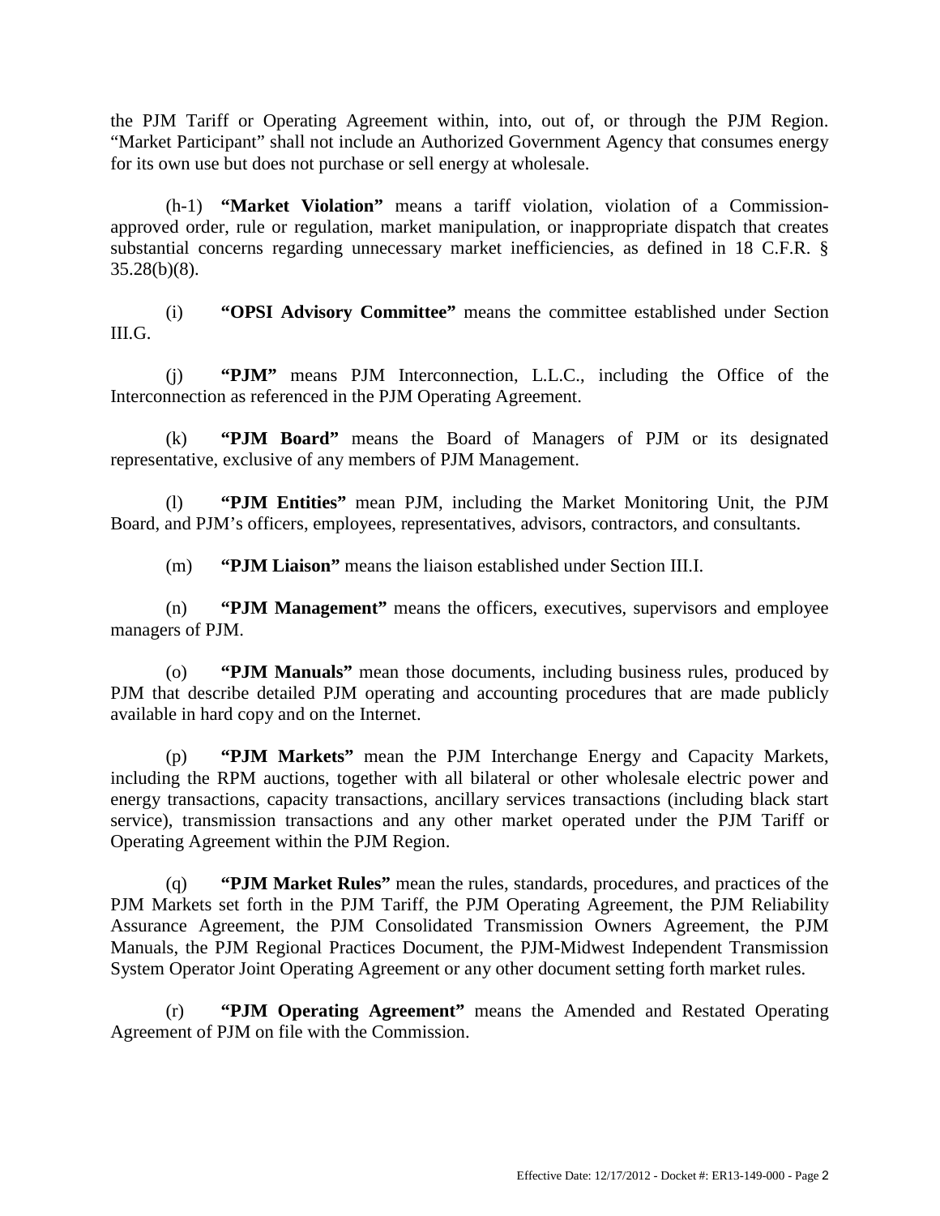the PJM Tariff or Operating Agreement within, into, out of, or through the PJM Region. "Market Participant" shall not include an Authorized Government Agency that consumes energy for its own use but does not purchase or sell energy at wholesale.

(h-1) **"Market Violation"** means a tariff violation, violation of a Commission-approved order, rule or regulation, market manipulation, or inappropriate dispatch that creates substantial concerns regarding unnecessary market inefficiencies, as defined in 18 C.F.R. § 35.28(b)(8).

(i) **"OPSI Advisory Committee"** means the committee established under Section III.G.

(j) **"PJM"** means PJM Interconnection, L.L.C., including the Office of the Interconnection as referenced in the PJM Operating Agreement.

(k) **"PJM Board"** means the Board of Managers of PJM or its designated representative, exclusive of any members of PJM Management.

(l) **"PJM Entities"** mean PJM, including the Market Monitoring Unit, the PJM Board, and PJM's officers, employees, representatives, advisors, contractors, and consultants.

(m) **"PJM Liaison"** means the liaison established under Section III.I.

(n) **"PJM Management"** means the officers, executives, supervisors and employee managers of PJM.

(o) **"PJM Manuals"** mean those documents, including business rules, produced by PJM that describe detailed PJM operating and accounting procedures that are made publicly available in hard copy and on the Internet.

(p) **"PJM Markets"** mean the PJM Interchange Energy and Capacity Markets, including the RPM auctions, together with all bilateral or other wholesale electric power and energy transactions, capacity transactions, ancillary services transactions (including black start service), transmission transactions and any other market operated under the PJM Tariff or Operating Agreement within the PJM Region.

(q) **"PJM Market Rules"** mean the rules, standards, procedures, and practices of the PJM Markets set forth in the PJM Tariff, the PJM Operating Agreement, the PJM Reliability Assurance Agreement, the PJM Consolidated Transmission Owners Agreement, the PJM Manuals, the PJM Regional Practices Document, the PJM-Midwest Independent Transmission System Operator Joint Operating Agreement or any other document setting forth market rules.

(r) **"PJM Operating Agreement"** means the Amended and Restated Operating Agreement of PJM on file with the Commission.

Effective Date: 12/17/2012 - Docket #: ER13-149-000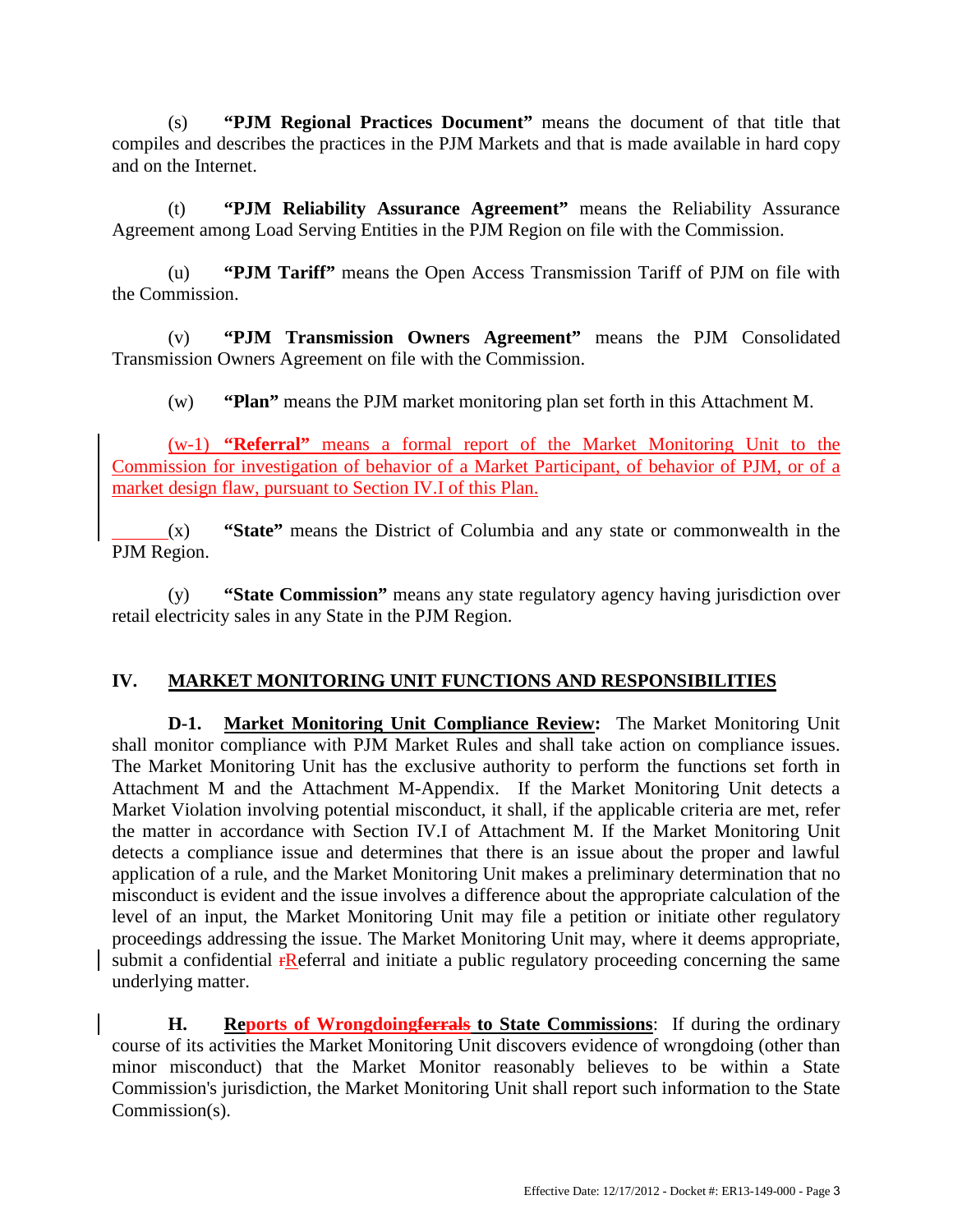(s) **"PJM Regional Practices Document"** means the document of that title that compiles and describes the practices in the PJM Markets and that is made available in hard copy and on the Internet.

(t) **"PJM Reliability Assurance Agreement"** means the Reliability Assurance Agreement among Load Serving Entities in the PJM Region on file with the Commission.

(u) **"PJM Tariff"** means the Open Access Transmission Tariff of PJM on file with the Commission.

(v) **"PJM Transmission Owners Agreement"** means the PJM Consolidated Transmission Owners Agreement on file with the Commission.

(w) **"Plan"** means the PJM market monitoring plan set forth in this Attachment M.

(w-1) **"Referral"** means a formal report of the Market Monitoring Unit to the Commission for investigation of behavior of a Market Participant, of behavior of PJM, or of a market design flaw, pursuant to Section IV.I of this Plan.

(x) **"State"** means the District of Columbia and any state or commonwealth in the PJM Region.

(y) **"State Commission"** means any state regulatory agency having jurisdiction over retail electricity sales in any State in the PJM Region.

## IV. MARKET MONITORING UNIT FUNCTIONS AND RESPONSIBILITIES

**D-1. Market Monitoring Unit Compliance Review:** The Market Monitoring Unit shall monitor compliance with PJM Market Rules and shall take action on compliance issues. The Market Monitoring Unit has the exclusive authority to perform the functions set forth in Attachment M and the Attachment M-Appendix. If the Market Monitoring Unit detects a Market Violation involving potential misconduct, it shall, if the applicable criteria are met, refer the matter in accordance with Section IV.I of Attachment M. If the Market Monitoring Unit detects a compliance issue and determines that there is an issue about the proper and lawful application of a rule, and the Market Monitoring Unit makes a preliminary determination that no misconduct is evident and the issue involves a difference about the appropriate calculation of the level of an input, the Market Monitoring Unit may file a petition or initiate other regulatory proceedings addressing the issue. The Market Monitoring Unit may, where it deems appropriate, submit a confidential ~~r~~Referral and initiate a public regulatory proceeding concerning the same underlying matter.

**H. Reports of Wrongdoing~~ferrals~~ to State Commissions**: If during the ordinary course of its activities the Market Monitoring Unit discovers evidence of wrongdoing (other than minor misconduct) that the Market Monitor reasonably believes to be within a State Commission's jurisdiction, the Market Monitoring Unit shall report such information to the State Commission(s).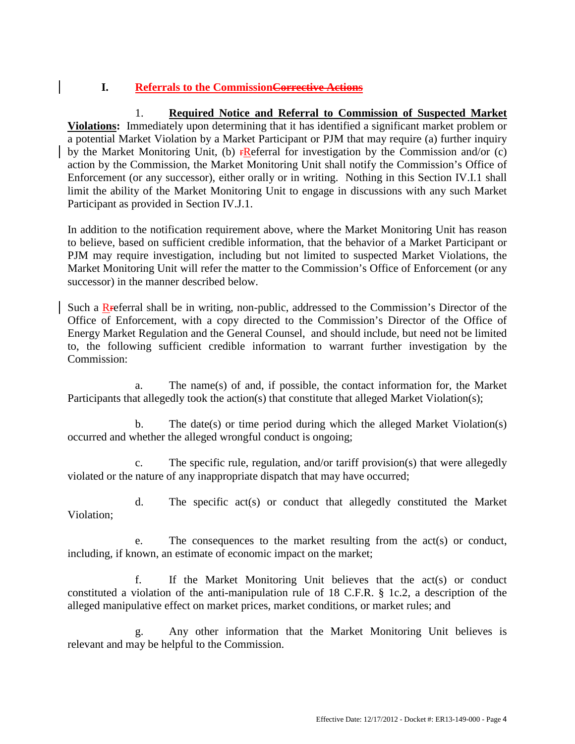## I. Referrals to the CommissionCorrective Actions

1. **Required Notice and Referral to Commission of Suspected Market Violations:** Immediately upon determining that it has identified a significant market problem or a potential Market Violation by a Market Participant or PJM that may require (a) further inquiry by the Market Monitoring Unit, (b) rReferral for investigation by the Commission and/or (c) action by the Commission, the Market Monitoring Unit shall notify the Commission's Office of Enforcement (or any successor), either orally or in writing. Nothing in this Section IV.I.1 shall limit the ability of the Market Monitoring Unit to engage in discussions with any such Market Participant as provided in Section IV.J.1.

In addition to the notification requirement above, where the Market Monitoring Unit has reason to believe, based on sufficient credible information, that the behavior of a Market Participant or PJM may require investigation, including but not limited to suspected Market Violations, the Market Monitoring Unit will refer the matter to the Commission's Office of Enforcement (or any successor) in the manner described below.

Such a Rreferral shall be in writing, non-public, addressed to the Commission's Director of the Office of Enforcement, with a copy directed to the Commission's Director of the Office of Energy Market Regulation and the General Counsel, and should include, but need not be limited to, the following sufficient credible information to warrant further investigation by the Commission:

a. The name(s) of and, if possible, the contact information for, the Market Participants that allegedly took the action(s) that constitute that alleged Market Violation(s);

b. The date(s) or time period during which the alleged Market Violation(s) occurred and whether the alleged wrongful conduct is ongoing;

c. The specific rule, regulation, and/or tariff provision(s) that were allegedly violated or the nature of any inappropriate dispatch that may have occurred;

d. The specific act(s) or conduct that allegedly constituted the Market Violation;

e. The consequences to the market resulting from the act(s) or conduct, including, if known, an estimate of economic impact on the market;

f. If the Market Monitoring Unit believes that the act(s) or conduct constituted a violation of the anti-manipulation rule of 18 C.F.R. § 1c.2, a description of the alleged manipulative effect on market prices, market conditions, or market rules; and

g. Any other information that the Market Monitoring Unit believes is relevant and may be helpful to the Commission.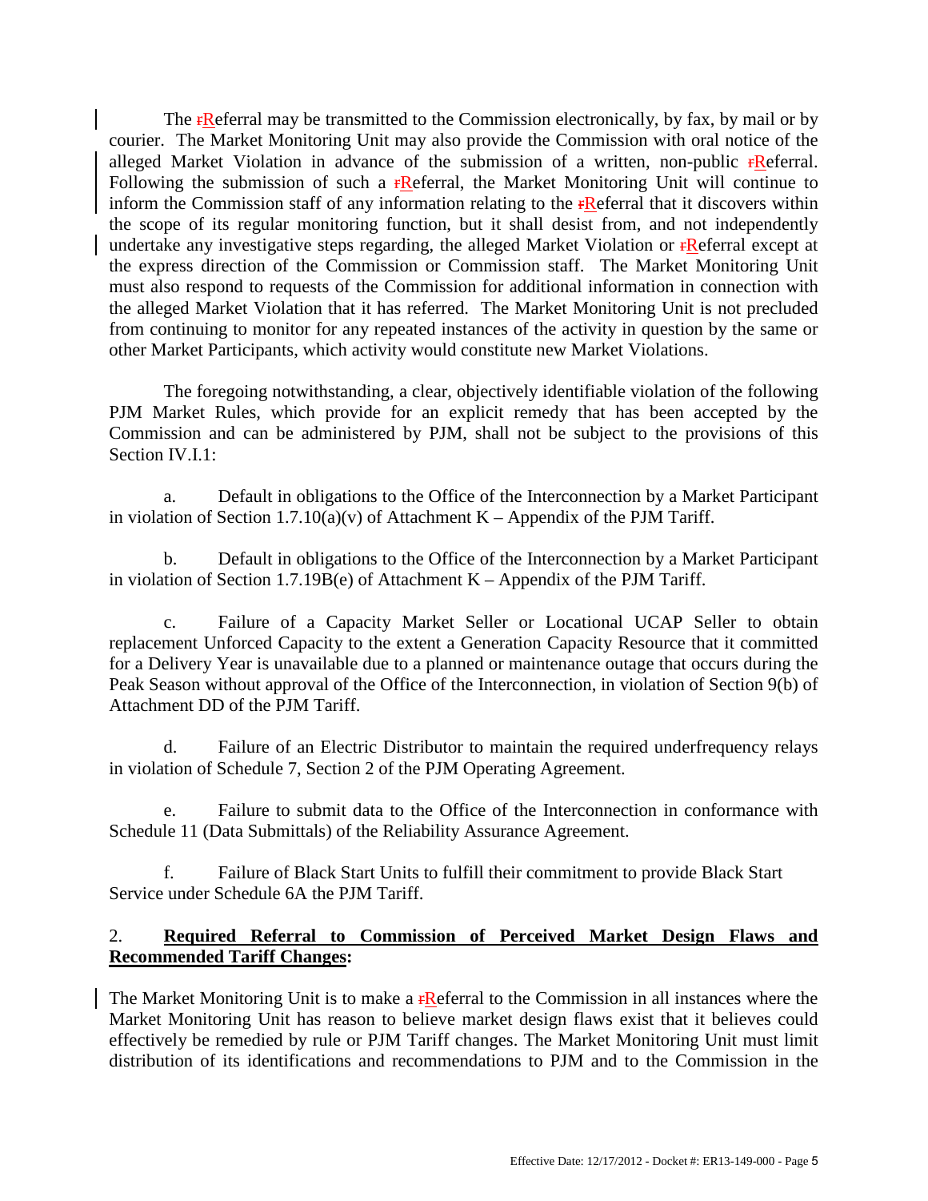The ~~r~~Referral may be transmitted to the Commission electronically, by fax, by mail or by courier. The Market Monitoring Unit may also provide the Commission with oral notice of the alleged Market Violation in advance of the submission of a written, non-public ~~r~~Referral. Following the submission of such a ~~r~~Referral, the Market Monitoring Unit will continue to inform the Commission staff of any information relating to the ~~r~~Referral that it discovers within the scope of its regular monitoring function, but it shall desist from, and not independently undertake any investigative steps regarding, the alleged Market Violation or ~~r~~Referral except at the express direction of the Commission or Commission staff. The Market Monitoring Unit must also respond to requests of the Commission for additional information in connection with the alleged Market Violation that it has referred. The Market Monitoring Unit is not precluded from continuing to monitor for any repeated instances of the activity in question by the same or other Market Participants, which activity would constitute new Market Violations.

The foregoing notwithstanding, a clear, objectively identifiable violation of the following PJM Market Rules, which provide for an explicit remedy that has been accepted by the Commission and can be administered by PJM, shall not be subject to the provisions of this Section IV.I.1:

a. Default in obligations to the Office of the Interconnection by a Market Participant in violation of Section 1.7.10(a)(v) of Attachment K – Appendix of the PJM Tariff.

b. Default in obligations to the Office of the Interconnection by a Market Participant in violation of Section 1.7.19B(e) of Attachment K – Appendix of the PJM Tariff.

c. Failure of a Capacity Market Seller or Locational UCAP Seller to obtain replacement Unforced Capacity to the extent a Generation Capacity Resource that it committed for a Delivery Year is unavailable due to a planned or maintenance outage that occurs during the Peak Season without approval of the Office of the Interconnection, in violation of Section 9(b) of Attachment DD of the PJM Tariff.

d. Failure of an Electric Distributor to maintain the required underfrequency relays in violation of Schedule 7, Section 2 of the PJM Operating Agreement.

e. Failure to submit data to the Office of the Interconnection in conformance with Schedule 11 (Data Submittals) of the Reliability Assurance Agreement.

f. Failure of Black Start Units to fulfill their commitment to provide Black Start Service under Schedule 6A the PJM Tariff.

2. **Required Referral to Commission of Perceived Market Design Flaws and Recommended Tariff Changes:**

The Market Monitoring Unit is to make a ~~r~~Referral to the Commission in all instances where the Market Monitoring Unit has reason to believe market design flaws exist that it believes could effectively be remedied by rule or PJM Tariff changes. The Market Monitoring Unit must limit distribution of its identifications and recommendations to PJM and to the Commission in the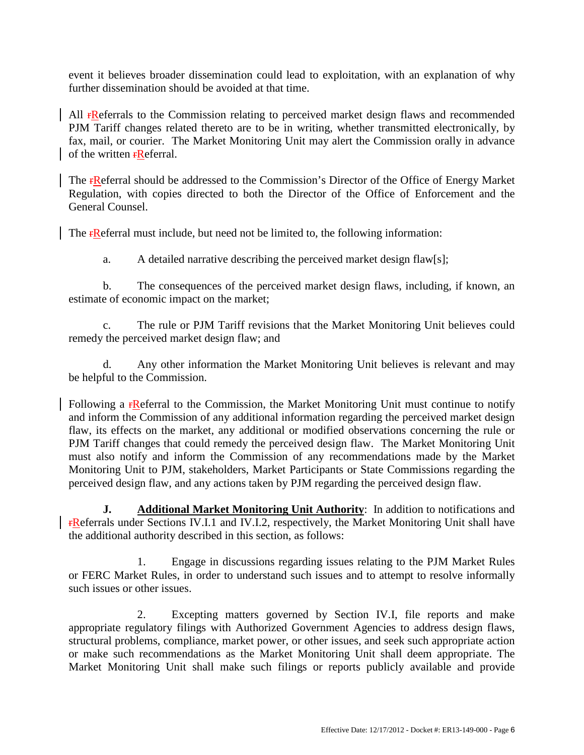event it believes broader dissemination could lead to exploitation, with an explanation of why further dissemination should be avoided at that time.

All ~~r~~<u>R</u>eferrals to the Commission relating to perceived market design flaws and recommended PJM Tariff changes related thereto are to be in writing, whether transmitted electronically, by fax, mail, or courier. The Market Monitoring Unit may alert the Commission orally in advance of the written ~~r~~<u>R</u>eferral.

The ~~r~~<u>R</u>eferral should be addressed to the Commission's Director of the Office of Energy Market Regulation, with copies directed to both the Director of the Office of Enforcement and the General Counsel.

The ~~r~~<u>R</u>eferral must include, but need not be limited to, the following information:

a. A detailed narrative describing the perceived market design flaw[s];

b. The consequences of the perceived market design flaws, including, if known, an estimate of economic impact on the market;

c. The rule or PJM Tariff revisions that the Market Monitoring Unit believes could remedy the perceived market design flaw; and

d. Any other information the Market Monitoring Unit believes is relevant and may be helpful to the Commission.

Following a ~~r~~<u>R</u>eferral to the Commission, the Market Monitoring Unit must continue to notify and inform the Commission of any additional information regarding the perceived market design flaw, its effects on the market, any additional or modified observations concerning the rule or PJM Tariff changes that could remedy the perceived design flaw. The Market Monitoring Unit must also notify and inform the Commission of any recommendations made by the Market Monitoring Unit to PJM, stakeholders, Market Participants or State Commissions regarding the perceived design flaw, and any actions taken by PJM regarding the perceived design flaw.

**J. <u>Additional Market Monitoring Unit Authority</u>**: In addition to notifications and ~~r~~<u>R</u>eferrals under Sections IV.I.1 and IV.I.2, respectively, the Market Monitoring Unit shall have the additional authority described in this section, as follows:

1. Engage in discussions regarding issues relating to the PJM Market Rules or FERC Market Rules, in order to understand such issues and to attempt to resolve informally such issues or other issues.

2. Excepting matters governed by Section IV.I, file reports and make appropriate regulatory filings with Authorized Government Agencies to address design flaws, structural problems, compliance, market power, or other issues, and seek such appropriate action or make such recommendations as the Market Monitoring Unit shall deem appropriate. The Market Monitoring Unit shall make such filings or reports publicly available and provide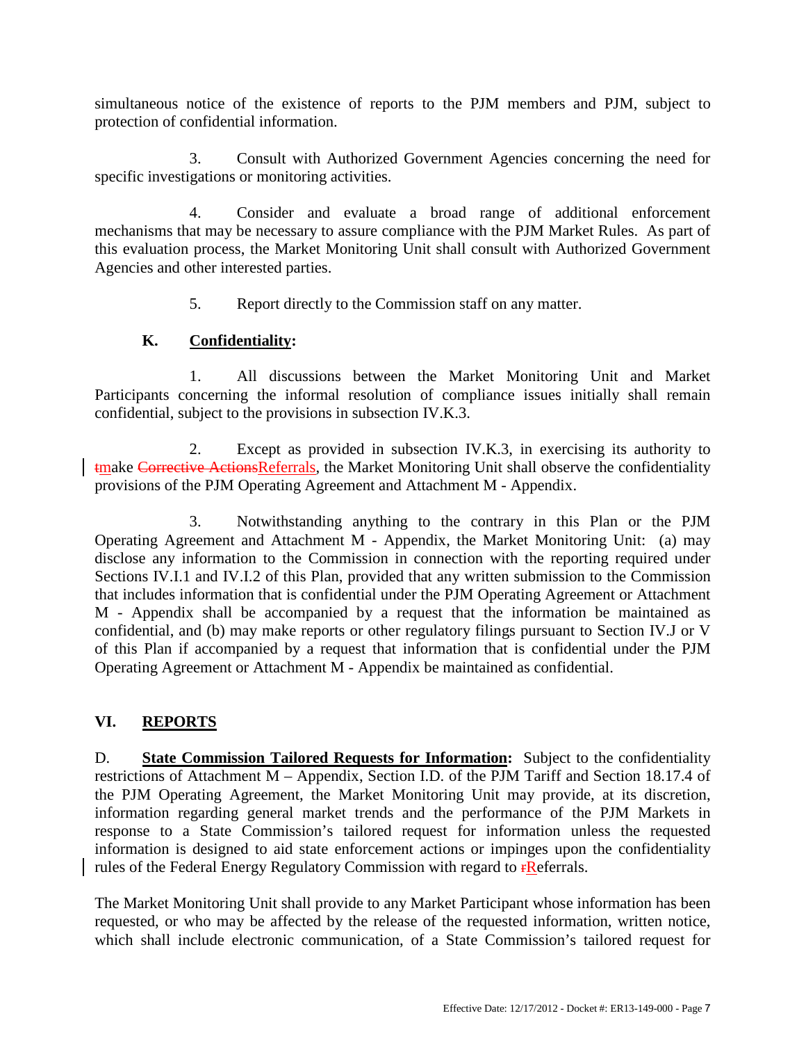simultaneous notice of the existence of reports to the PJM members and PJM, subject to protection of confidential information.

3. Consult with Authorized Government Agencies concerning the need for specific investigations or monitoring activities.

4. Consider and evaluate a broad range of additional enforcement mechanisms that may be necessary to assure compliance with the PJM Market Rules. As part of this evaluation process, the Market Monitoring Unit shall consult with Authorized Government Agencies and other interested parties.

5. Report directly to the Commission staff on any matter.

**K. Confidentiality:**

1. All discussions between the Market Monitoring Unit and Market Participants concerning the informal resolution of compliance issues initially shall remain confidential, subject to the provisions in subsection IV.K.3.

2. Except as provided in subsection IV.K.3, in exercising its authority to ~~t~~make ~~Corrective Actions~~Referrals, the Market Monitoring Unit shall observe the confidentiality provisions of the PJM Operating Agreement and Attachment M - Appendix.

3. Notwithstanding anything to the contrary in this Plan or the PJM Operating Agreement and Attachment M - Appendix, the Market Monitoring Unit: (a) may disclose any information to the Commission in connection with the reporting required under Sections IV.I.1 and IV.I.2 of this Plan, provided that any written submission to the Commission that includes information that is confidential under the PJM Operating Agreement or Attachment M - Appendix shall be accompanied by a request that the information be maintained as confidential, and (b) may make reports or other regulatory filings pursuant to Section IV.J or V of this Plan if accompanied by a request that information that is confidential under the PJM Operating Agreement or Attachment M - Appendix be maintained as confidential.

## VI. REPORTS

D. **State Commission Tailored Requests for Information:** Subject to the confidentiality restrictions of Attachment M – Appendix, Section I.D. of the PJM Tariff and Section 18.17.4 of the PJM Operating Agreement, the Market Monitoring Unit may provide, at its discretion, information regarding general market trends and the performance of the PJM Markets in response to a State Commission's tailored request for information unless the requested information is designed to aid state enforcement actions or impinges upon the confidentiality rules of the Federal Energy Regulatory Commission with regard to ~~r~~Referrals.

The Market Monitoring Unit shall provide to any Market Participant whose information has been requested, or who may be affected by the release of the requested information, written notice, which shall include electronic communication, of a State Commission's tailored request for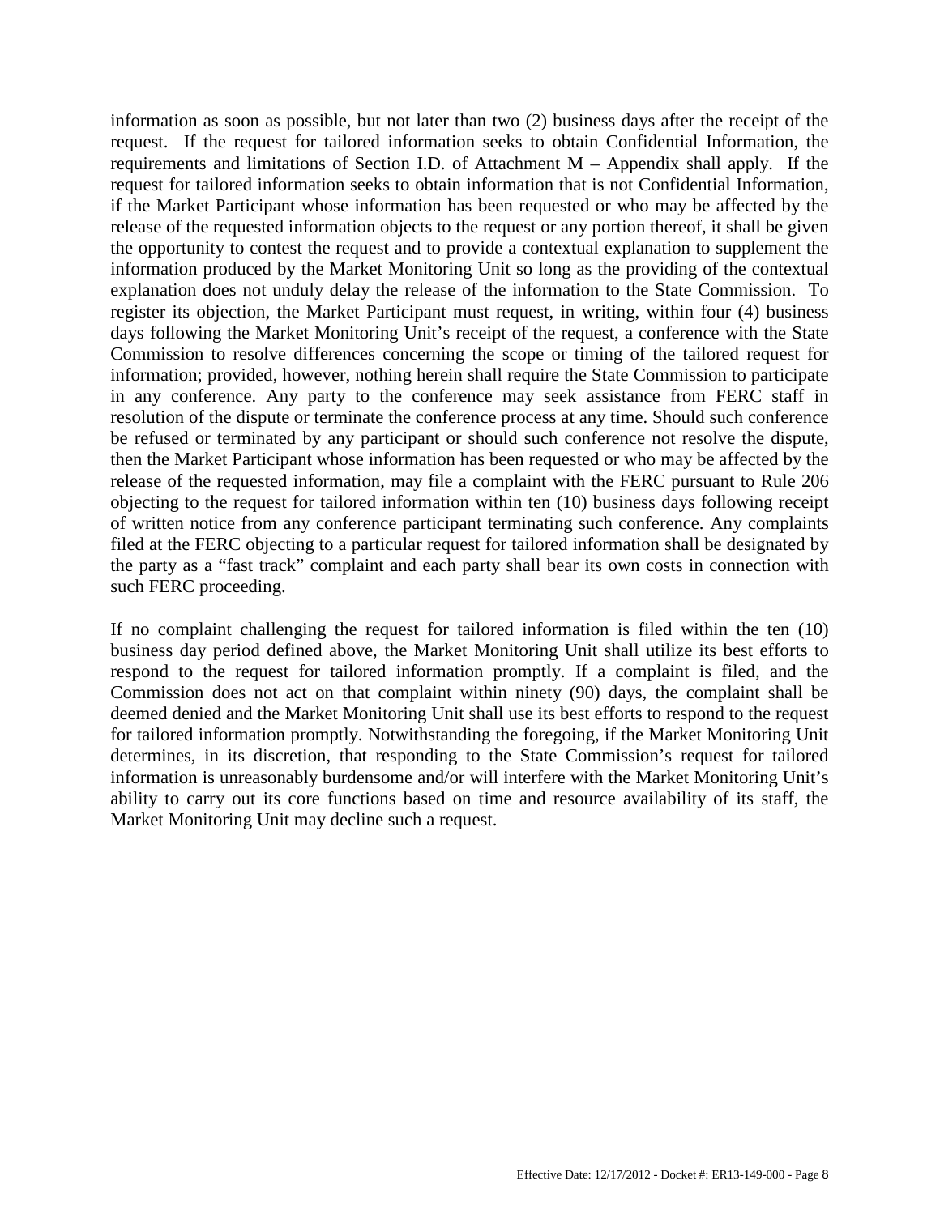information as soon as possible, but not later than two (2) business days after the receipt of the request. If the request for tailored information seeks to obtain Confidential Information, the requirements and limitations of Section I.D. of Attachment M – Appendix shall apply. If the request for tailored information seeks to obtain information that is not Confidential Information, if the Market Participant whose information has been requested or who may be affected by the release of the requested information objects to the request or any portion thereof, it shall be given the opportunity to contest the request and to provide a contextual explanation to supplement the information produced by the Market Monitoring Unit so long as the providing of the contextual explanation does not unduly delay the release of the information to the State Commission. To register its objection, the Market Participant must request, in writing, within four (4) business days following the Market Monitoring Unit's receipt of the request, a conference with the State Commission to resolve differences concerning the scope or timing of the tailored request for information; provided, however, nothing herein shall require the State Commission to participate in any conference. Any party to the conference may seek assistance from FERC staff in resolution of the dispute or terminate the conference process at any time. Should such conference be refused or terminated by any participant or should such conference not resolve the dispute, then the Market Participant whose information has been requested or who may be affected by the release of the requested information, may file a complaint with the FERC pursuant to Rule 206 objecting to the request for tailored information within ten (10) business days following receipt of written notice from any conference participant terminating such conference. Any complaints filed at the FERC objecting to a particular request for tailored information shall be designated by the party as a "fast track" complaint and each party shall bear its own costs in connection with such FERC proceeding.

If no complaint challenging the request for tailored information is filed within the ten (10) business day period defined above, the Market Monitoring Unit shall utilize its best efforts to respond to the request for tailored information promptly. If a complaint is filed, and the Commission does not act on that complaint within ninety (90) days, the complaint shall be deemed denied and the Market Monitoring Unit shall use its best efforts to respond to the request for tailored information promptly. Notwithstanding the foregoing, if the Market Monitoring Unit determines, in its discretion, that responding to the State Commission's request for tailored information is unreasonably burdensome and/or will interfere with the Market Monitoring Unit's ability to carry out its core functions based on time and resource availability of its staff, the Market Monitoring Unit may decline such a request.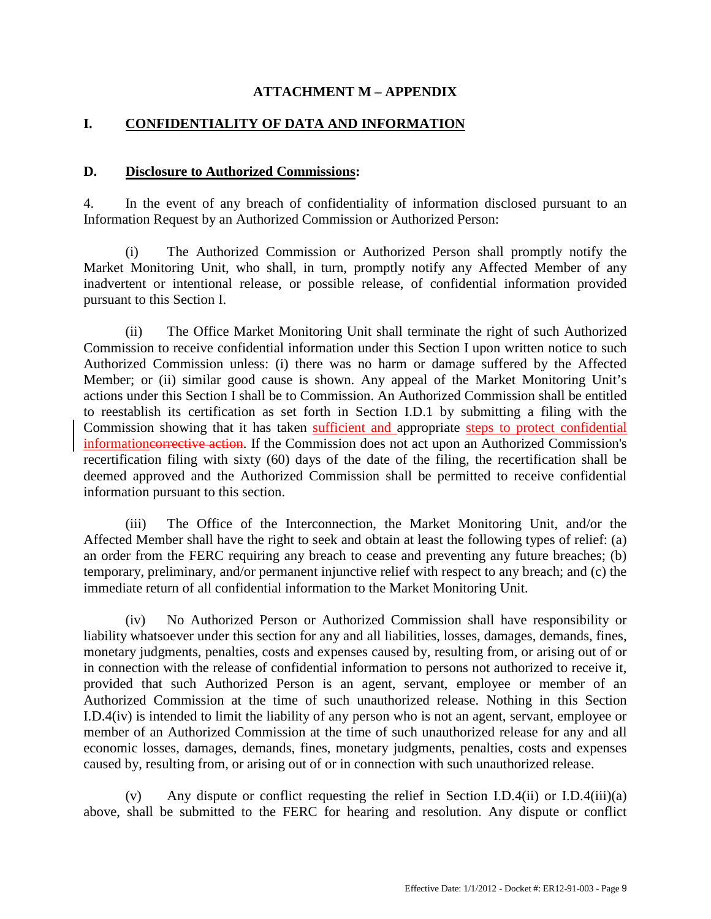## ATTACHMENT M – APPENDIX

## I. CONFIDENTIALITY OF DATA AND INFORMATION

### D. Disclosure to Authorized Commissions:

4. In the event of any breach of confidentiality of information disclosed pursuant to an Information Request by an Authorized Commission or Authorized Person:

(i) The Authorized Commission or Authorized Person shall promptly notify the Market Monitoring Unit, who shall, in turn, promptly notify any Affected Member of any inadvertent or intentional release, or possible release, of confidential information provided pursuant to this Section I.

(ii) The Office Market Monitoring Unit shall terminate the right of such Authorized Commission to receive confidential information under this Section I upon written notice to such Authorized Commission unless: (i) there was no harm or damage suffered by the Affected Member; or (ii) similar good cause is shown. Any appeal of the Market Monitoring Unit's actions under this Section I shall be to Commission. An Authorized Commission shall be entitled to reestablish its certification as set forth in Section I.D.1 by submitting a filing with the Commission showing that it has taken <u>sufficient and</u> appropriate <u>steps to protect confidential information</u>~~corrective action~~. If the Commission does not act upon an Authorized Commission's recertification filing with sixty (60) days of the date of the filing, the recertification shall be deemed approved and the Authorized Commission shall be permitted to receive confidential information pursuant to this section.

(iii) The Office of the Interconnection, the Market Monitoring Unit, and/or the Affected Member shall have the right to seek and obtain at least the following types of relief: (a) an order from the FERC requiring any breach to cease and preventing any future breaches; (b) temporary, preliminary, and/or permanent injunctive relief with respect to any breach; and (c) the immediate return of all confidential information to the Market Monitoring Unit.

(iv) No Authorized Person or Authorized Commission shall have responsibility or liability whatsoever under this section for any and all liabilities, losses, damages, demands, fines, monetary judgments, penalties, costs and expenses caused by, resulting from, or arising out of or in connection with the release of confidential information to persons not authorized to receive it, provided that such Authorized Person is an agent, servant, employee or member of an Authorized Commission at the time of such unauthorized release. Nothing in this Section I.D.4(iv) is intended to limit the liability of any person who is not an agent, servant, employee or member of an Authorized Commission at the time of such unauthorized release for any and all economic losses, damages, demands, fines, monetary judgments, penalties, costs and expenses caused by, resulting from, or arising out of or in connection with such unauthorized release.

(v) Any dispute or conflict requesting the relief in Section I.D.4(ii) or I.D.4(iii)(a) above, shall be submitted to the FERC for hearing and resolution. Any dispute or conflict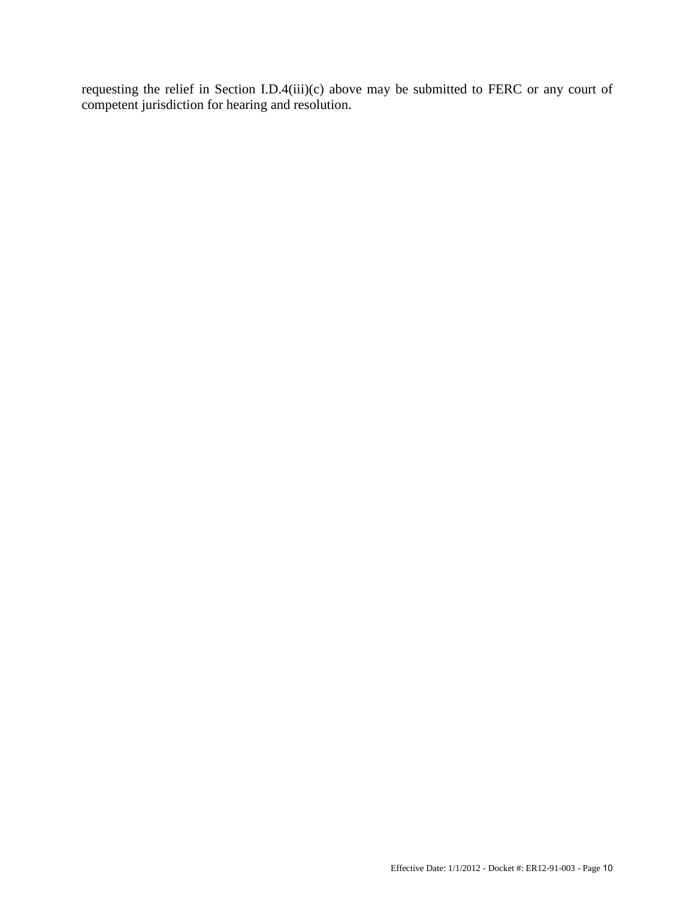requesting the relief in Section I.D.4(iii)(c) above may be submitted to FERC or any court of competent jurisdiction for hearing and resolution.